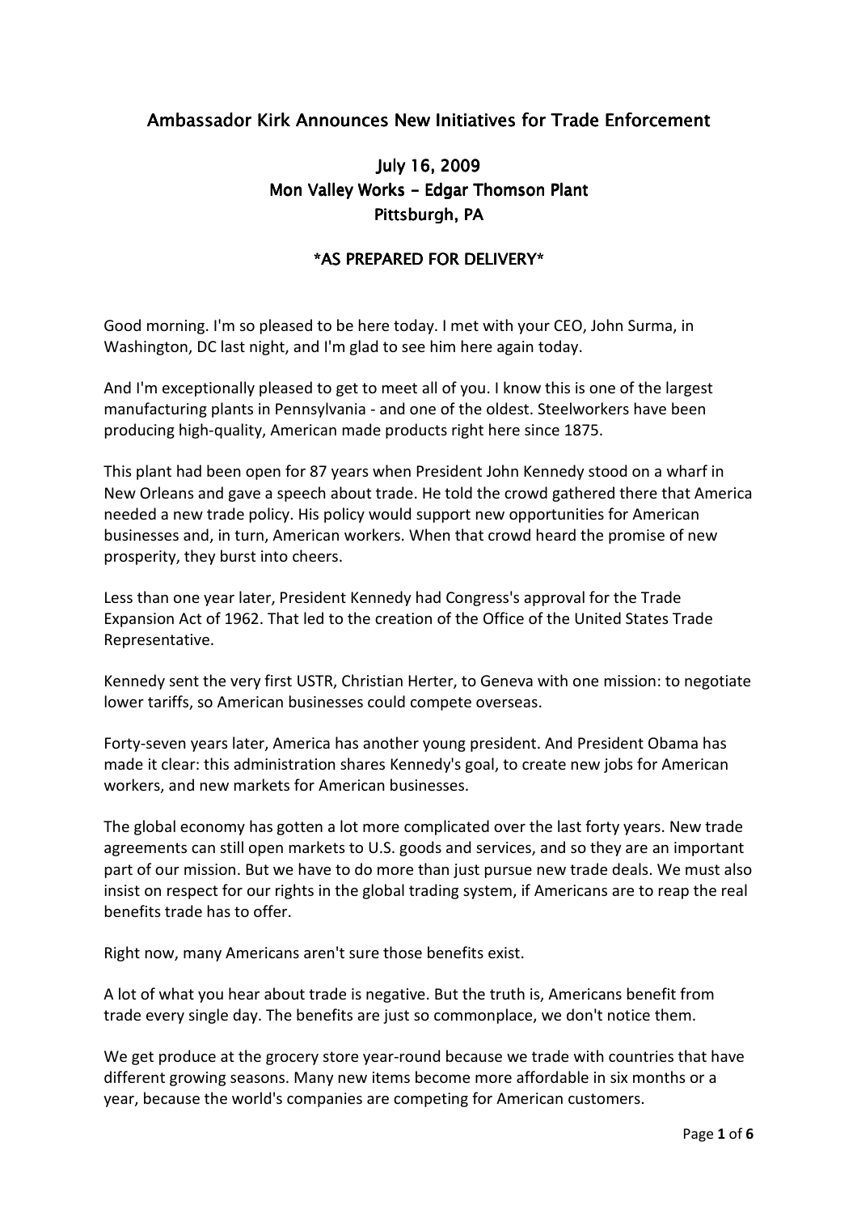# Ambassador Kirk Announces New Initiatives for Trade Enforcement

**July 16, 2009**
**Mon Valley Works - Edgar Thomson Plant**
**Pittsburgh, PA**

***AS PREPARED FOR DELIVERY***

Good morning. I'm so pleased to be here today. I met with your CEO, John Surma, in Washington, DC last night, and I'm glad to see him here again today.

And I'm exceptionally pleased to get to meet all of you. I know this is one of the largest manufacturing plants in Pennsylvania - and one of the oldest. Steelworkers have been producing high-quality, American made products right here since 1875.

This plant had been open for 87 years when President John Kennedy stood on a wharf in New Orleans and gave a speech about trade. He told the crowd gathered there that America needed a new trade policy. His policy would support new opportunities for American businesses and, in turn, American workers. When that crowd heard the promise of new prosperity, they burst into cheers.

Less than one year later, President Kennedy had Congress's approval for the Trade Expansion Act of 1962. That led to the creation of the Office of the United States Trade Representative.

Kennedy sent the very first USTR, Christian Herter, to Geneva with one mission: to negotiate lower tariffs, so American businesses could compete overseas.

Forty-seven years later, America has another young president. And President Obama has made it clear: this administration shares Kennedy's goal, to create new jobs for American workers, and new markets for American businesses.

The global economy has gotten a lot more complicated over the last forty years. New trade agreements can still open markets to U.S. goods and services, and so they are an important part of our mission. But we have to do more than just pursue new trade deals. We must also insist on respect for our rights in the global trading system, if Americans are to reap the real benefits trade has to offer.

Right now, many Americans aren't sure those benefits exist.

A lot of what you hear about trade is negative. But the truth is, Americans benefit from trade every single day. The benefits are just so commonplace, we don't notice them.

We get produce at the grocery store year-round because we trade with countries that have different growing seasons. Many new items become more affordable in six months or a year, because the world's companies are competing for American customers.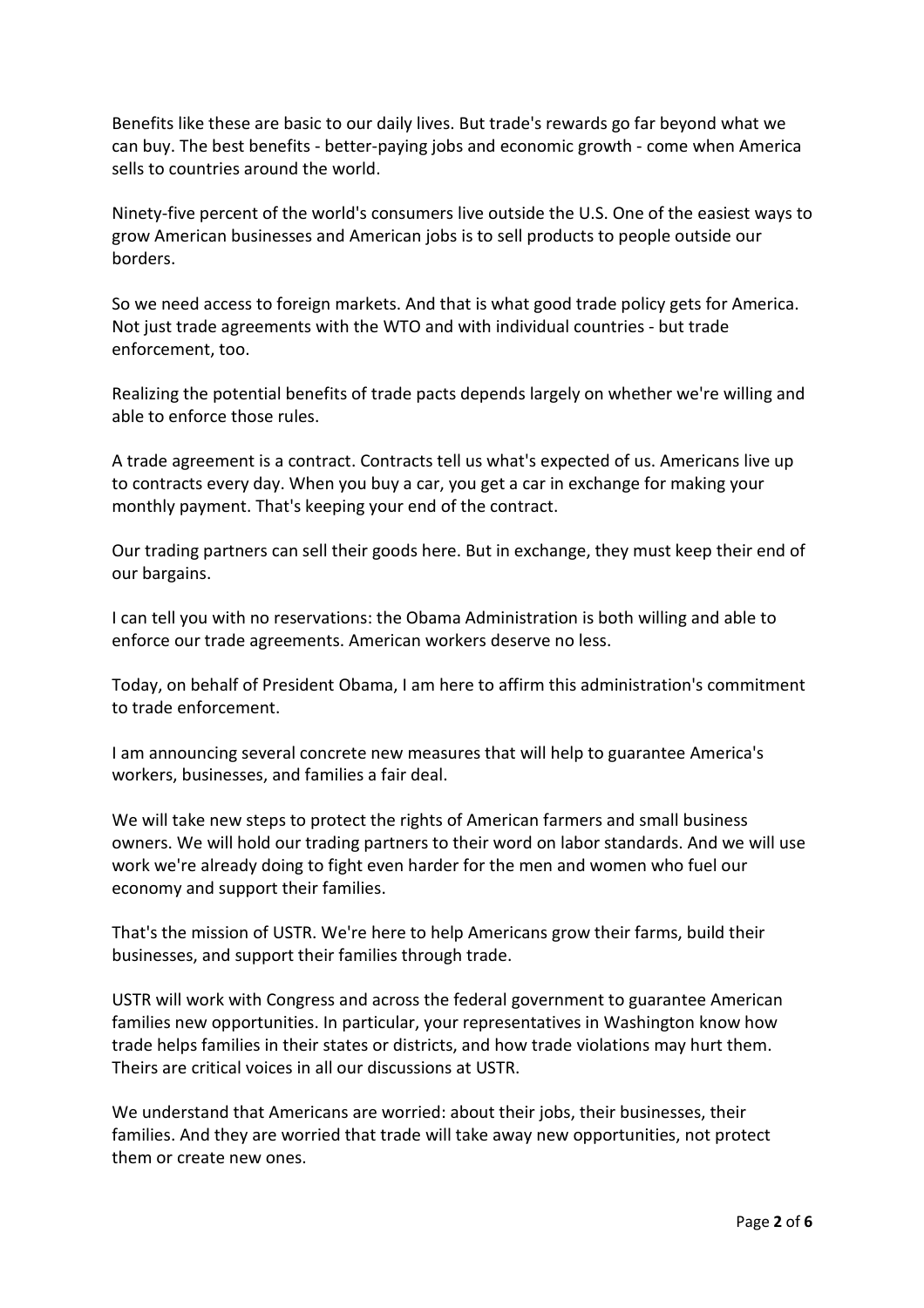Benefits like these are basic to our daily lives. But trade's rewards go far beyond what we can buy. The best benefits - better-paying jobs and economic growth - come when America sells to countries around the world.

Ninety-five percent of the world's consumers live outside the U.S. One of the easiest ways to grow American businesses and American jobs is to sell products to people outside our borders.

So we need access to foreign markets. And that is what good trade policy gets for America. Not just trade agreements with the WTO and with individual countries - but trade enforcement, too.

Realizing the potential benefits of trade pacts depends largely on whether we're willing and able to enforce those rules.

A trade agreement is a contract. Contracts tell us what's expected of us. Americans live up to contracts every day. When you buy a car, you get a car in exchange for making your monthly payment. That's keeping your end of the contract.

Our trading partners can sell their goods here. But in exchange, they must keep their end of our bargains.

I can tell you with no reservations: the Obama Administration is both willing and able to enforce our trade agreements. American workers deserve no less.

Today, on behalf of President Obama, I am here to affirm this administration's commitment to trade enforcement.

I am announcing several concrete new measures that will help to guarantee America's workers, businesses, and families a fair deal.

We will take new steps to protect the rights of American farmers and small business owners. We will hold our trading partners to their word on labor standards. And we will use work we're already doing to fight even harder for the men and women who fuel our economy and support their families.

That's the mission of USTR. We're here to help Americans grow their farms, build their businesses, and support their families through trade.

USTR will work with Congress and across the federal government to guarantee American families new opportunities. In particular, your representatives in Washington know how trade helps families in their states or districts, and how trade violations may hurt them. Theirs are critical voices in all our discussions at USTR.

We understand that Americans are worried: about their jobs, their businesses, their families. And they are worried that trade will take away new opportunities, not protect them or create new ones.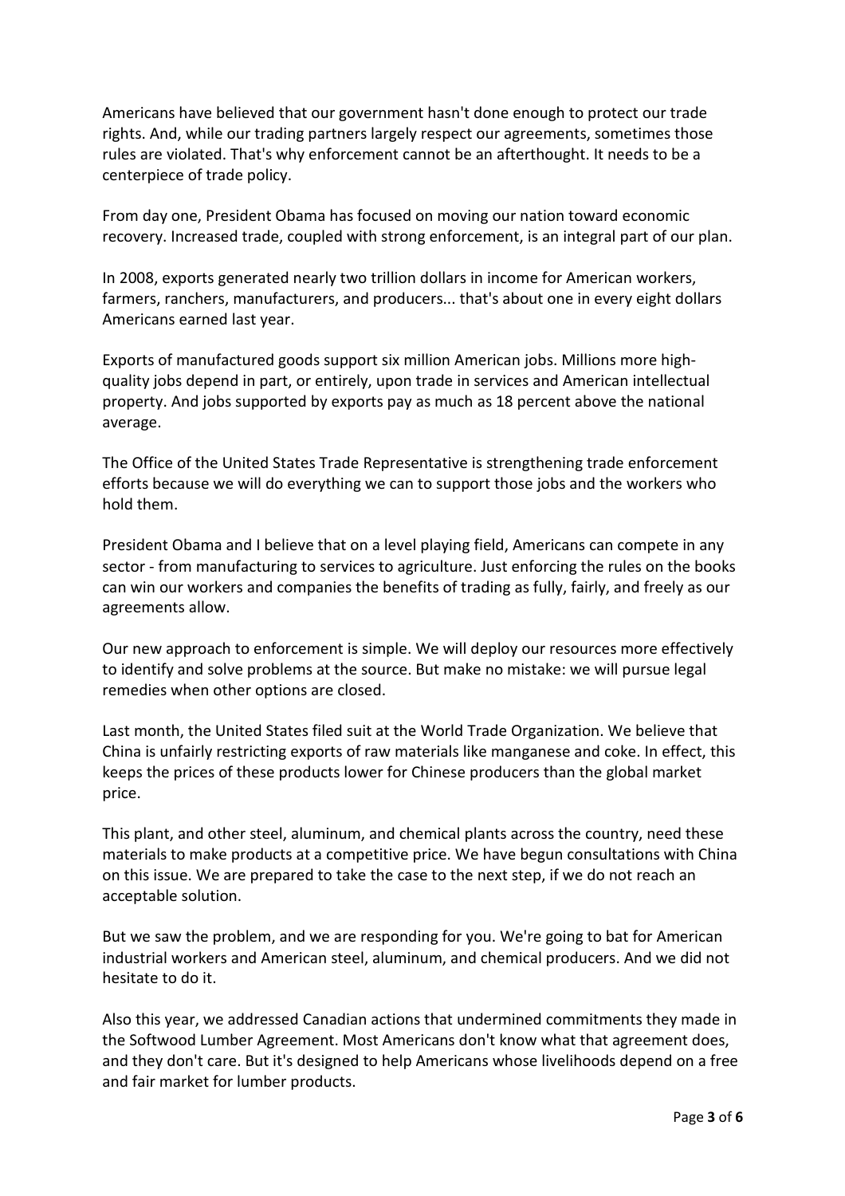Americans have believed that our government hasn't done enough to protect our trade rights. And, while our trading partners largely respect our agreements, sometimes those rules are violated. That's why enforcement cannot be an afterthought. It needs to be a centerpiece of trade policy.

From day one, President Obama has focused on moving our nation toward economic recovery. Increased trade, coupled with strong enforcement, is an integral part of our plan.

In 2008, exports generated nearly two trillion dollars in income for American workers, farmers, ranchers, manufacturers, and producers... that's about one in every eight dollars Americans earned last year.

Exports of manufactured goods support six million American jobs. Millions more high-quality jobs depend in part, or entirely, upon trade in services and American intellectual property. And jobs supported by exports pay as much as 18 percent above the national average.

The Office of the United States Trade Representative is strengthening trade enforcement efforts because we will do everything we can to support those jobs and the workers who hold them.

President Obama and I believe that on a level playing field, Americans can compete in any sector - from manufacturing to services to agriculture. Just enforcing the rules on the books can win our workers and companies the benefits of trading as fully, fairly, and freely as our agreements allow.

Our new approach to enforcement is simple. We will deploy our resources more effectively to identify and solve problems at the source. But make no mistake: we will pursue legal remedies when other options are closed.

Last month, the United States filed suit at the World Trade Organization. We believe that China is unfairly restricting exports of raw materials like manganese and coke. In effect, this keeps the prices of these products lower for Chinese producers than the global market price.

This plant, and other steel, aluminum, and chemical plants across the country, need these materials to make products at a competitive price. We have begun consultations with China on this issue. We are prepared to take the case to the next step, if we do not reach an acceptable solution.

But we saw the problem, and we are responding for you. We're going to bat for American industrial workers and American steel, aluminum, and chemical producers. And we did not hesitate to do it.

Also this year, we addressed Canadian actions that undermined commitments they made in the Softwood Lumber Agreement. Most Americans don't know what that agreement does, and they don't care. But it's designed to help Americans whose livelihoods depend on a free and fair market for lumber products.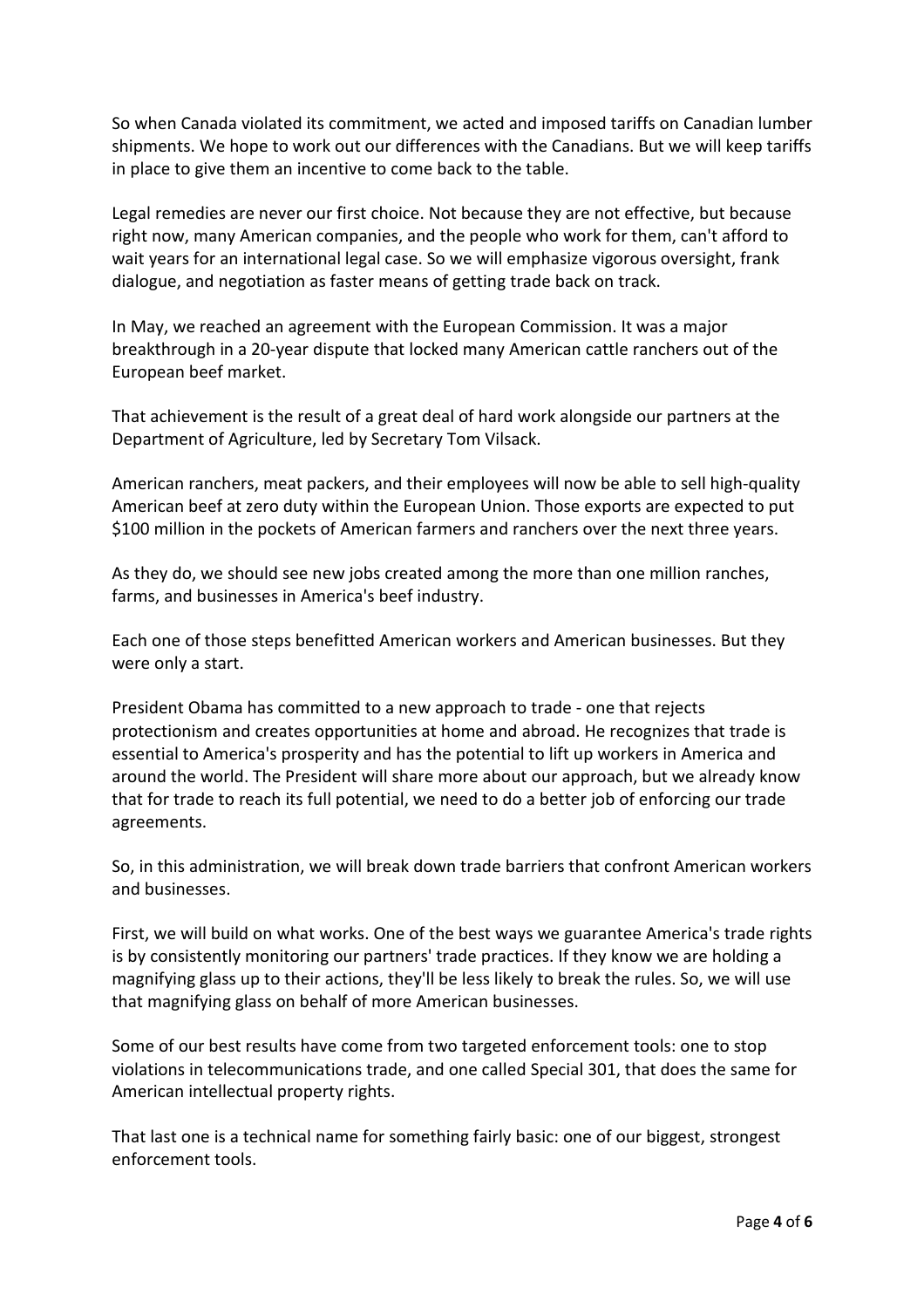So when Canada violated its commitment, we acted and imposed tariffs on Canadian lumber shipments. We hope to work out our differences with the Canadians. But we will keep tariffs in place to give them an incentive to come back to the table.

Legal remedies are never our first choice. Not because they are not effective, but because right now, many American companies, and the people who work for them, can't afford to wait years for an international legal case. So we will emphasize vigorous oversight, frank dialogue, and negotiation as faster means of getting trade back on track.

In May, we reached an agreement with the European Commission. It was a major breakthrough in a 20-year dispute that locked many American cattle ranchers out of the European beef market.

That achievement is the result of a great deal of hard work alongside our partners at the Department of Agriculture, led by Secretary Tom Vilsack.

American ranchers, meat packers, and their employees will now be able to sell high-quality American beef at zero duty within the European Union. Those exports are expected to put $100 million in the pockets of American farmers and ranchers over the next three years.

As they do, we should see new jobs created among the more than one million ranches, farms, and businesses in America's beef industry.

Each one of those steps benefitted American workers and American businesses. But they were only a start.

President Obama has committed to a new approach to trade - one that rejects protectionism and creates opportunities at home and abroad. He recognizes that trade is essential to America's prosperity and has the potential to lift up workers in America and around the world. The President will share more about our approach, but we already know that for trade to reach its full potential, we need to do a better job of enforcing our trade agreements.

So, in this administration, we will break down trade barriers that confront American workers and businesses.

First, we will build on what works. One of the best ways we guarantee America's trade rights is by consistently monitoring our partners' trade practices. If they know we are holding a magnifying glass up to their actions, they'll be less likely to break the rules. So, we will use that magnifying glass on behalf of more American businesses.

Some of our best results have come from two targeted enforcement tools: one to stop violations in telecommunications trade, and one called Special 301, that does the same for American intellectual property rights.

That last one is a technical name for something fairly basic: one of our biggest, strongest enforcement tools.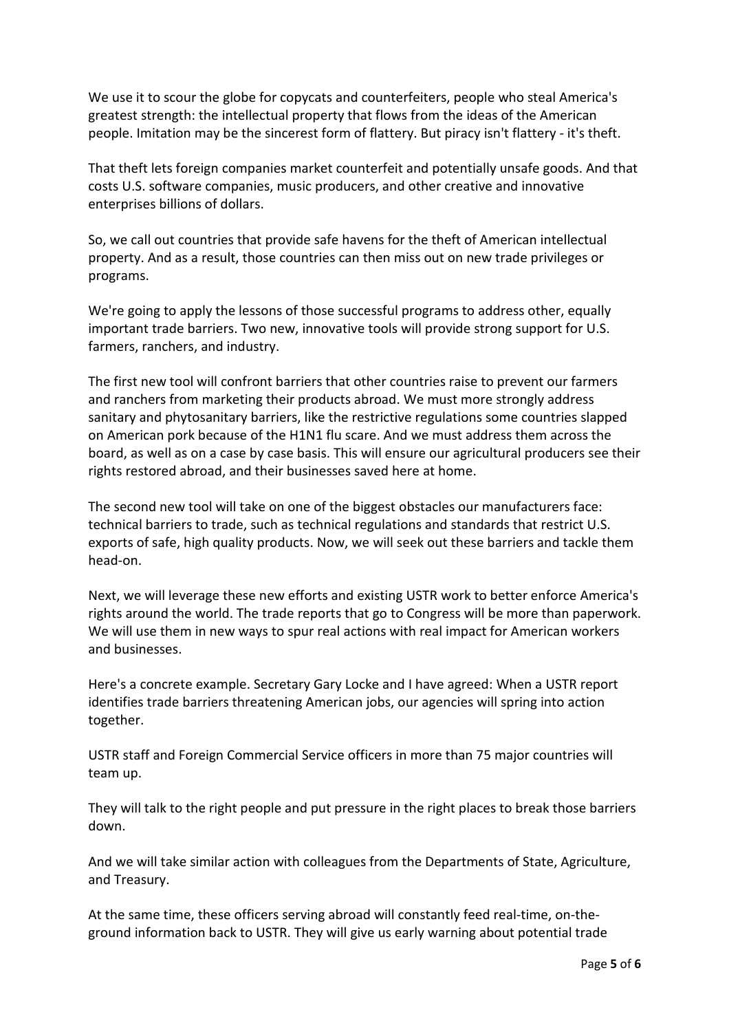We use it to scour the globe for copycats and counterfeiters, people who steal America's greatest strength: the intellectual property that flows from the ideas of the American people. Imitation may be the sincerest form of flattery. But piracy isn't flattery - it's theft.

That theft lets foreign companies market counterfeit and potentially unsafe goods. And that costs U.S. software companies, music producers, and other creative and innovative enterprises billions of dollars.

So, we call out countries that provide safe havens for the theft of American intellectual property. And as a result, those countries can then miss out on new trade privileges or programs.

We're going to apply the lessons of those successful programs to address other, equally important trade barriers. Two new, innovative tools will provide strong support for U.S. farmers, ranchers, and industry.

The first new tool will confront barriers that other countries raise to prevent our farmers and ranchers from marketing their products abroad. We must more strongly address sanitary and phytosanitary barriers, like the restrictive regulations some countries slapped on American pork because of the H1N1 flu scare. And we must address them across the board, as well as on a case by case basis. This will ensure our agricultural producers see their rights restored abroad, and their businesses saved here at home.

The second new tool will take on one of the biggest obstacles our manufacturers face: technical barriers to trade, such as technical regulations and standards that restrict U.S. exports of safe, high quality products. Now, we will seek out these barriers and tackle them head-on.

Next, we will leverage these new efforts and existing USTR work to better enforce America's rights around the world. The trade reports that go to Congress will be more than paperwork. We will use them in new ways to spur real actions with real impact for American workers and businesses.

Here's a concrete example. Secretary Gary Locke and I have agreed: When a USTR report identifies trade barriers threatening American jobs, our agencies will spring into action together.

USTR staff and Foreign Commercial Service officers in more than 75 major countries will team up.

They will talk to the right people and put pressure in the right places to break those barriers down.

And we will take similar action with colleagues from the Departments of State, Agriculture, and Treasury.

At the same time, these officers serving abroad will constantly feed real-time, on-the-ground information back to USTR. They will give us early warning about potential trade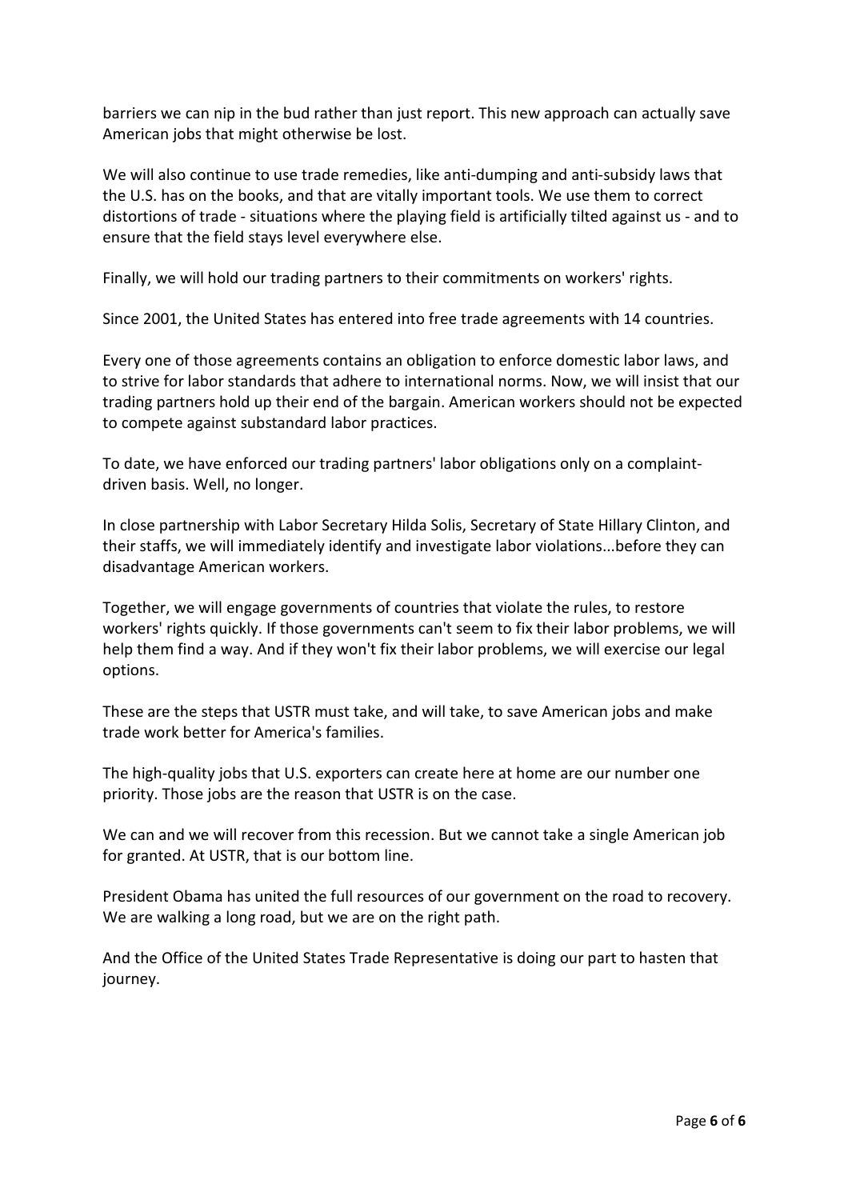barriers we can nip in the bud rather than just report. This new approach can actually save American jobs that might otherwise be lost.

We will also continue to use trade remedies, like anti-dumping and anti-subsidy laws that the U.S. has on the books, and that are vitally important tools. We use them to correct distortions of trade - situations where the playing field is artificially tilted against us - and to ensure that the field stays level everywhere else.

Finally, we will hold our trading partners to their commitments on workers' rights.

Since 2001, the United States has entered into free trade agreements with 14 countries.

Every one of those agreements contains an obligation to enforce domestic labor laws, and to strive for labor standards that adhere to international norms. Now, we will insist that our trading partners hold up their end of the bargain. American workers should not be expected to compete against substandard labor practices.

To date, we have enforced our trading partners' labor obligations only on a complaint-driven basis. Well, no longer.

In close partnership with Labor Secretary Hilda Solis, Secretary of State Hillary Clinton, and their staffs, we will immediately identify and investigate labor violations...before they can disadvantage American workers.

Together, we will engage governments of countries that violate the rules, to restore workers' rights quickly. If those governments can't seem to fix their labor problems, we will help them find a way. And if they won't fix their labor problems, we will exercise our legal options.

These are the steps that USTR must take, and will take, to save American jobs and make trade work better for America's families.

The high-quality jobs that U.S. exporters can create here at home are our number one priority. Those jobs are the reason that USTR is on the case.

We can and we will recover from this recession. But we cannot take a single American job for granted. At USTR, that is our bottom line.

President Obama has united the full resources of our government on the road to recovery. We are walking a long road, but we are on the right path.

And the Office of the United States Trade Representative is doing our part to hasten that journey.